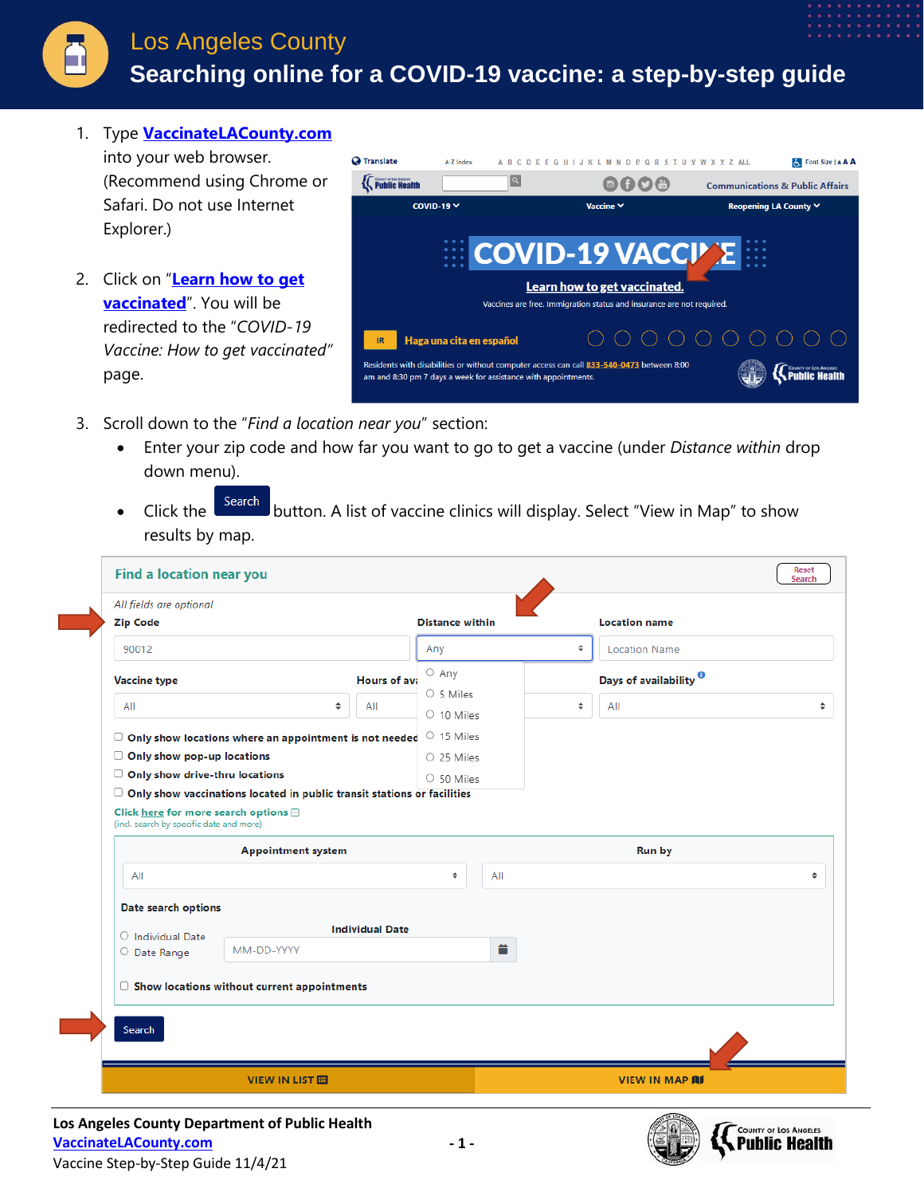# Los Angeles County

## Searching online for a COVID-19 vaccine: a step-by-step guide

1. Type **VaccinateLACounty.com** into your web browser. (Recommend using Chrome or Safari. Do not use Internet Explorer.)

2. Click on "**Learn how to get vaccinated**". You will be redirected to the "*COVID-19 Vaccine: How to get vaccinated*" page.

3. Scroll down to the "*Find a location near you*" section:
   - Enter your zip code and how far you want to go to get a vaccine (under *Distance within* drop down menu).
   - Click the Search button. A list of vaccine clinics will display. Select "View in Map" to show results by map.

**Los Angeles County Department of Public Health**
VaccinateLACounty.com
Vaccine Step-by-Step Guide 11/4/21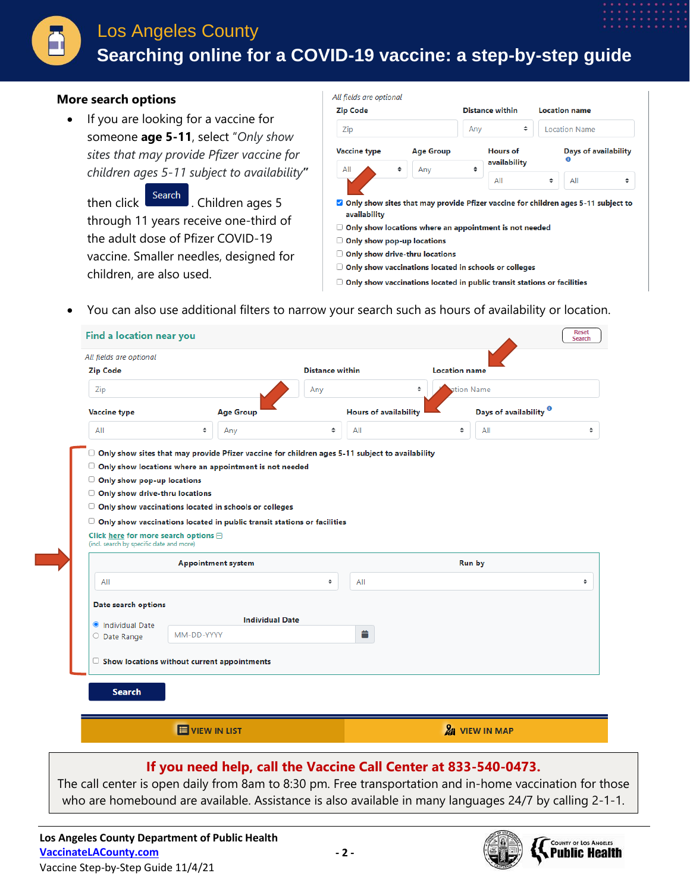# Los Angeles County

## Searching online for a COVID-19 vaccine: a step-by-step guide

### More search options

- If you are looking for a vaccine for someone **age 5-11**, select *"Only show sites that may provide Pfizer vaccine for children ages 5-11 subject to availability"* then click **Search**. Children ages 5 through 11 years receive one-third of the adult dose of Pfizer COVID-19 vaccine. Smaller needles, designed for children, are also used.

*All fields are optional*

Zip Code | Distance within | Location name
Vaccine type | Age Group | Hours of availability | Days of availability

- [x] Only show sites that may provide Pfizer vaccine for children ages 5-11 subject to availability
- [ ] Only show locations where an appointment is not needed
- [ ] Only show pop-up locations
- [ ] Only show drive-thru locations
- [ ] Only show vaccinations located in schools or colleges
- [ ] Only show vaccinations located in public transit stations or facilities

- You can also use additional filters to narrow your search such as hours of availability or location.

**Find a location near you** — Reset Search

*All fields are optional*

Zip Code | Distance within | Location name
Vaccine type | Age Group | Hours of availability | Days of availability

- [ ] Only show sites that may provide Pfizer vaccine for children ages 5-11 subject to availability
- [ ] Only show locations where an appointment is not needed
- [ ] Only show pop-up locations
- [ ] Only show drive-thru locations
- [ ] Only show vaccinations located in schools or colleges
- [ ] Only show vaccinations located in public transit stations or facilities

Click here for more search options
(incl. search by specific date and more)

Appointment system | Run by

Date search options
- Individual Date
- Date Range

Individual Date: MM-DD-YYYY

- [ ] Show locations without current appointments

**Search**

VIEW IN LIST | VIEW IN MAP

**If you need help, call the Vaccine Call Center at 833-540-0473.**
The call center is open daily from 8am to 8:30 pm. Free transportation and in-home vaccination for those who are homebound are available. Assistance is also available in many languages 24/7 by calling 2-1-1.

**Los Angeles County Department of Public Health**
VaccinateLACounty.com
Vaccine Step-by-Step Guide 11/4/21